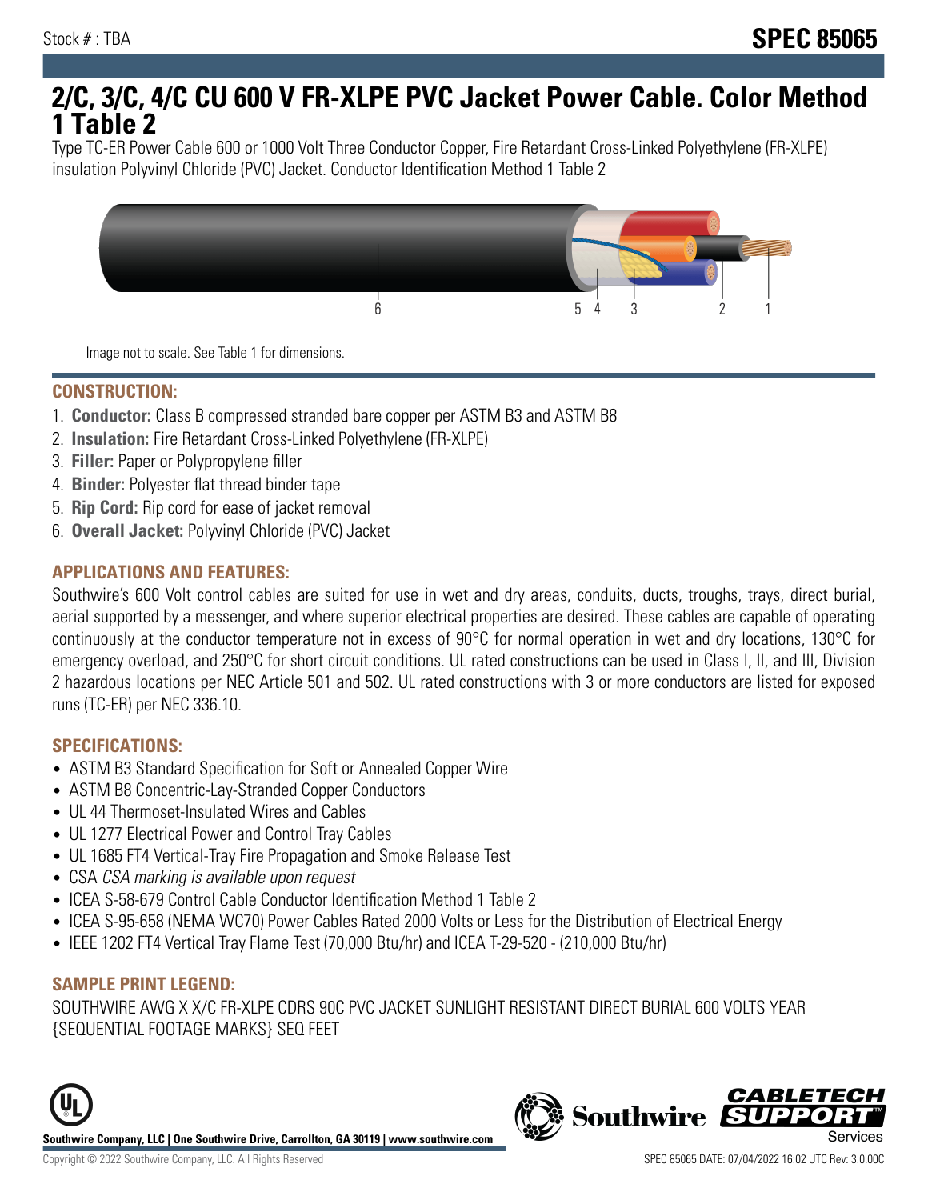Stock # : TBA

# SPEC 85065

## 2/C, 3/C, 4/C CU 600 V FR-XLPE PVC Jacket Power Cable. Color Method 1 Table 2

Type TC-ER Power Cable 600 or 1000 Volt Three Conductor Copper, Fire Retardant Cross-Linked Polyethylene (FR-XLPE) insulation Polyvinyl Chloride (PVC) Jacket. Conductor Identification Method 1 Table 2

Image not to scale. See Table 1 for dimensions.

### CONSTRUCTION:

1. **Conductor:** Class B compressed stranded bare copper per ASTM B3 and ASTM B8
2. **Insulation:** Fire Retardant Cross-Linked Polyethylene (FR-XLPE)
3. **Filler:** Paper or Polypropylene filler
4. **Binder:** Polyester flat thread binder tape
5. **Rip Cord:** Rip cord for ease of jacket removal
6. **Overall Jacket:** Polyvinyl Chloride (PVC) Jacket

### APPLICATIONS AND FEATURES:

Southwire's 600 Volt control cables are suited for use in wet and dry areas, conduits, ducts, troughs, trays, direct burial, aerial supported by a messenger, and where superior electrical properties are desired. These cables are capable of operating continuously at the conductor temperature not in excess of 90°C for normal operation in wet and dry locations, 130°C for emergency overload, and 250°C for short circuit conditions. UL rated constructions can be used in Class I, II, and III, Division 2 hazardous locations per NEC Article 501 and 502. UL rated constructions with 3 or more conductors are listed for exposed runs (TC-ER) per NEC 336.10.

### SPECIFICATIONS:

- ASTM B3 Standard Specification for Soft or Annealed Copper Wire
- ASTM B8 Concentric-Lay-Stranded Copper Conductors
- UL 44 Thermoset-Insulated Wires and Cables
- UL 1277 Electrical Power and Control Tray Cables
- UL 1685 FT4 Vertical-Tray Fire Propagation and Smoke Release Test
- CSA *CSA marking is available upon request*
- ICEA S-58-679 Control Cable Conductor Identification Method 1 Table 2
- ICEA S-95-658 (NEMA WC70) Power Cables Rated 2000 Volts or Less for the Distribution of Electrical Energy
- IEEE 1202 FT4 Vertical Tray Flame Test (70,000 Btu/hr) and ICEA T-29-520 - (210,000 Btu/hr)

### SAMPLE PRINT LEGEND:

SOUTHWIRE AWG X X/C FR-XLPE CDRS 90C PVC JACKET SUNLIGHT RESISTANT DIRECT BURIAL 600 VOLTS YEAR {SEQUENTIAL FOOTAGE MARKS} SEQ FEET

**Southwire Company, LLC | One Southwire Drive, Carrollton, GA 30119 | www.southwire.com**

Copyright © 2022 Southwire Company, LLC. All Rights Reserved

SPEC 85065 DATE: 07/04/2022 16:02 UTC Rev: 3.0.00C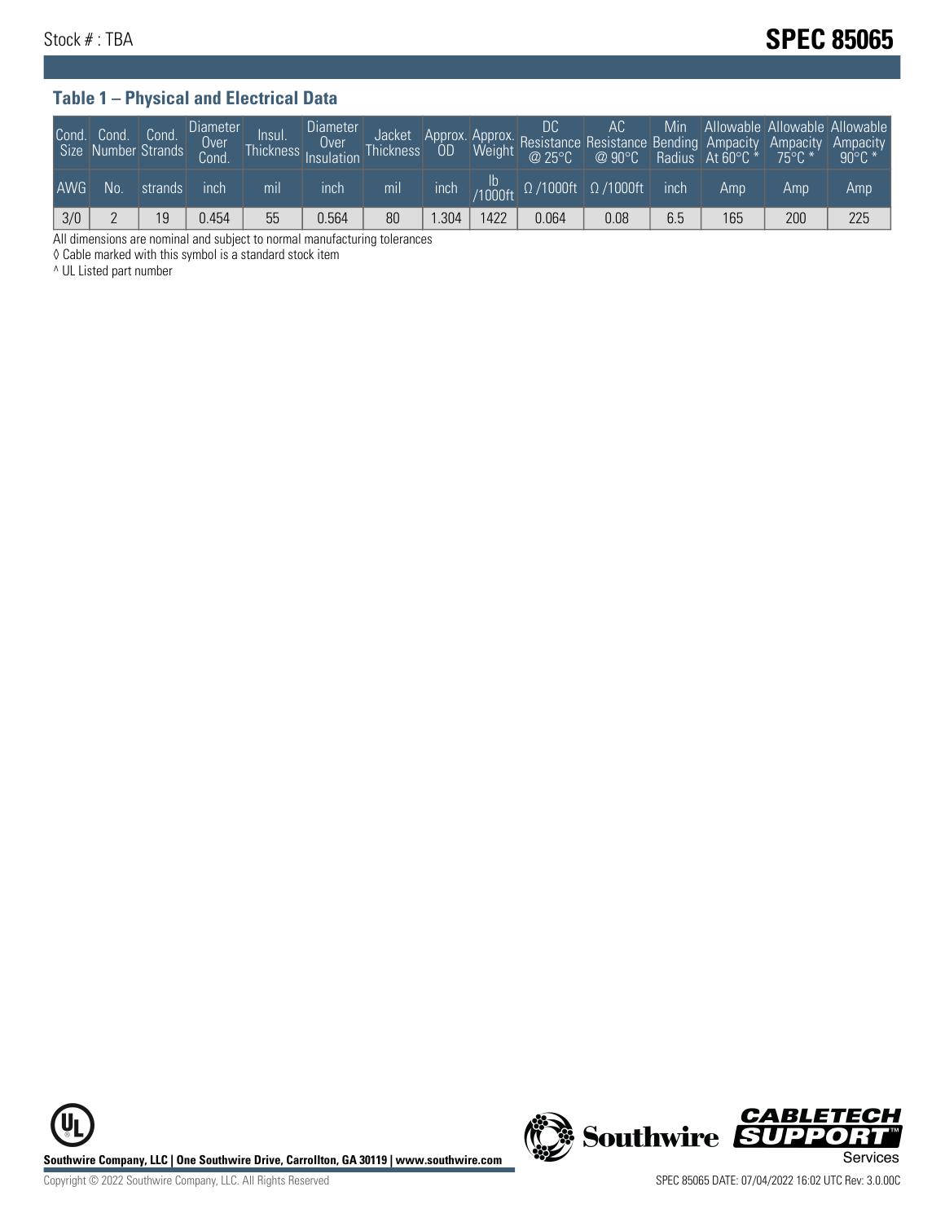### Table 1 – Physical and Electrical Data

| Cond. Size | Cond. Number | Cond. Strands | Diameter Over Cond. | Insul. Thickness | Diameter Over Insulation | Jacket Thickness | Approx. OD | Approx. Weight | DC Resistance @ 25°C | AC Resistance @ 90°C | Min Bending Radius | Allowable Ampacity At 60°C * | Allowable Ampacity 75°C * | Allowable Ampacity 90°C * |
|---|---|---|---|---|---|---|---|---|---|---|---|---|---|---|
| AWG | No. | strands | inch | mil | inch | mil | inch | lb /1000ft | Ω /1000ft | Ω /1000ft | inch | Amp | Amp | Amp |
| 3/0 | 2 | 19 | 0.454 | 55 | 0.564 | 80 | 1.304 | 1422 | 0.064 | 0.08 | 6.5 | 165 | 200 | 225 |

All dimensions are nominal and subject to normal manufacturing tolerances

◊ Cable marked with this symbol is a standard stock item

^ UL Listed part number

**Southwire Company, LLC | One Southwire Drive, Carrollton, GA 30119 | www.southwire.com**